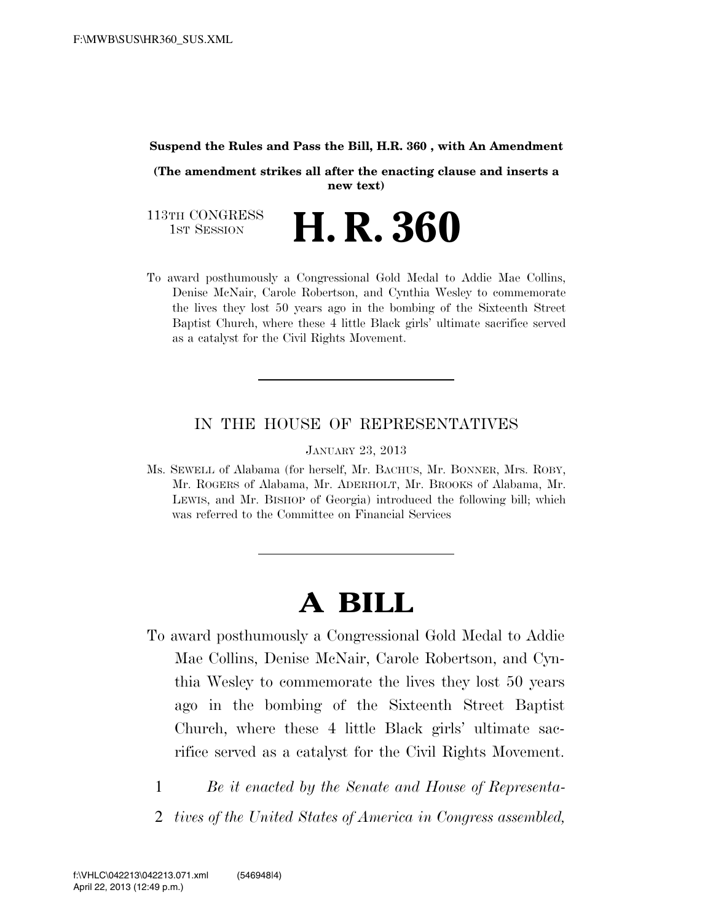**Suspend the Rules and Pass the Bill, H.R. 360 , with An Amendment**

**(The amendment strikes all after the enacting clause and inserts a new text)**

113TH CONGRESS
1ST SESSION

# H. R. 360

To award posthumously a Congressional Gold Medal to Addie Mae Collins, Denise McNair, Carole Robertson, and Cynthia Wesley to commemorate the lives they lost 50 years ago in the bombing of the Sixteenth Street Baptist Church, where these 4 little Black girls' ultimate sacrifice served as a catalyst for the Civil Rights Movement.

---

IN THE HOUSE OF REPRESENTATIVES

JANUARY 23, 2013

Ms. SEWELL of Alabama (for herself, Mr. BACHUS, Mr. BONNER, Mrs. ROBY, Mr. ROGERS of Alabama, Mr. ADERHOLT, Mr. BROOKS of Alabama, Mr. LEWIS, and Mr. BISHOP of Georgia) introduced the following bill; which was referred to the Committee on Financial Services

---

# A BILL

To award posthumously a Congressional Gold Medal to Addie Mae Collins, Denise McNair, Carole Robertson, and Cynthia Wesley to commemorate the lives they lost 50 years ago in the bombing of the Sixteenth Street Baptist Church, where these 4 little Black girls' ultimate sacrifice served as a catalyst for the Civil Rights Movement.

1 *Be it enacted by the Senate and House of Representa-*
2 *tives of the United States of America in Congress assembled,*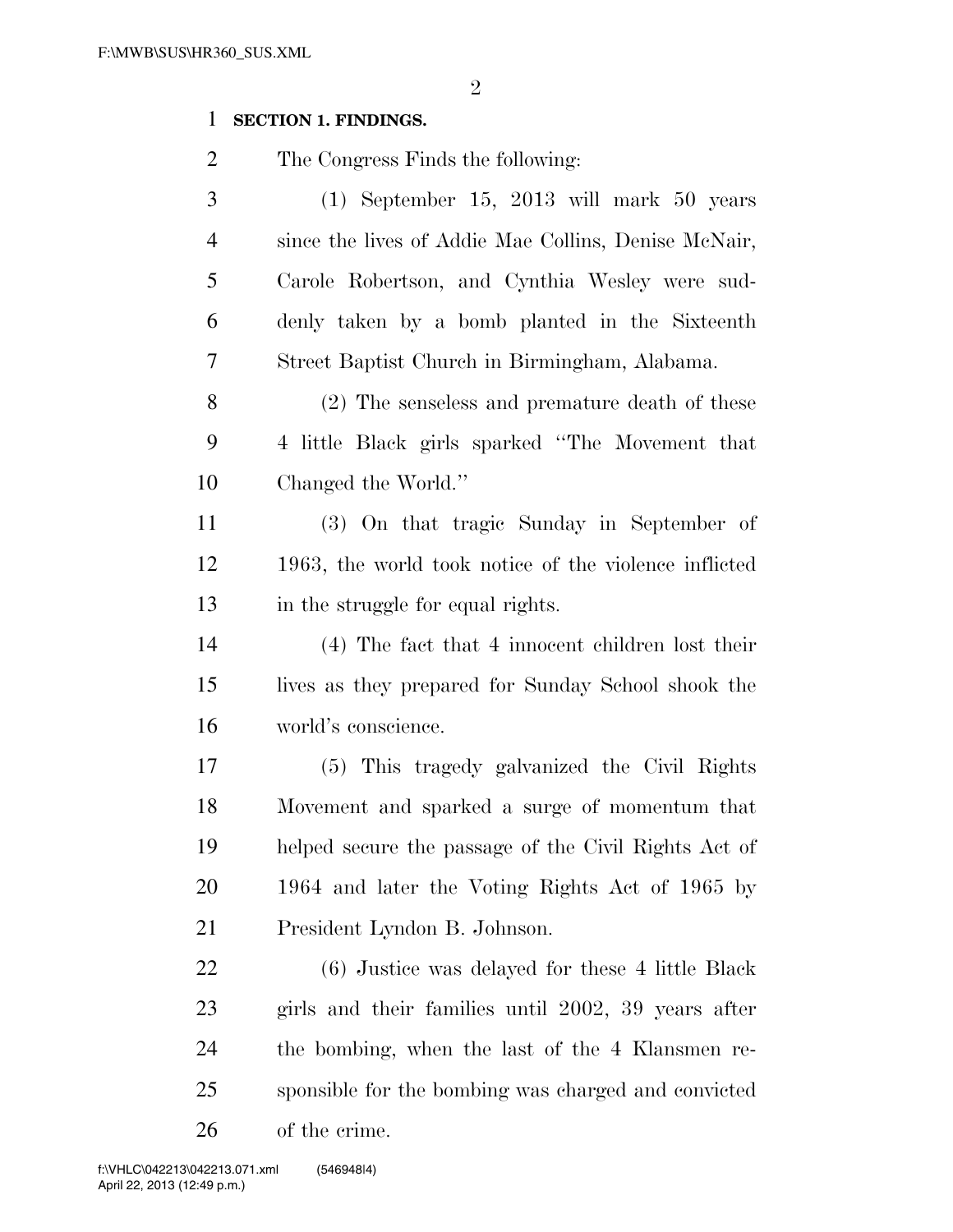**SECTION 1. FINDINGS.**

The Congress Finds the following:

(1) September 15, 2013 will mark 50 years since the lives of Addie Mae Collins, Denise McNair, Carole Robertson, and Cynthia Wesley were suddenly taken by a bomb planted in the Sixteenth Street Baptist Church in Birmingham, Alabama.

(2) The senseless and premature death of these 4 little Black girls sparked "The Movement that Changed the World."

(3) On that tragic Sunday in September of 1963, the world took notice of the violence inflicted in the struggle for equal rights.

(4) The fact that 4 innocent children lost their lives as they prepared for Sunday School shook the world's conscience.

(5) This tragedy galvanized the Civil Rights Movement and sparked a surge of momentum that helped secure the passage of the Civil Rights Act of 1964 and later the Voting Rights Act of 1965 by President Lyndon B. Johnson.

(6) Justice was delayed for these 4 little Black girls and their families until 2002, 39 years after the bombing, when the last of the 4 Klansmen responsible for the bombing was charged and convicted of the crime.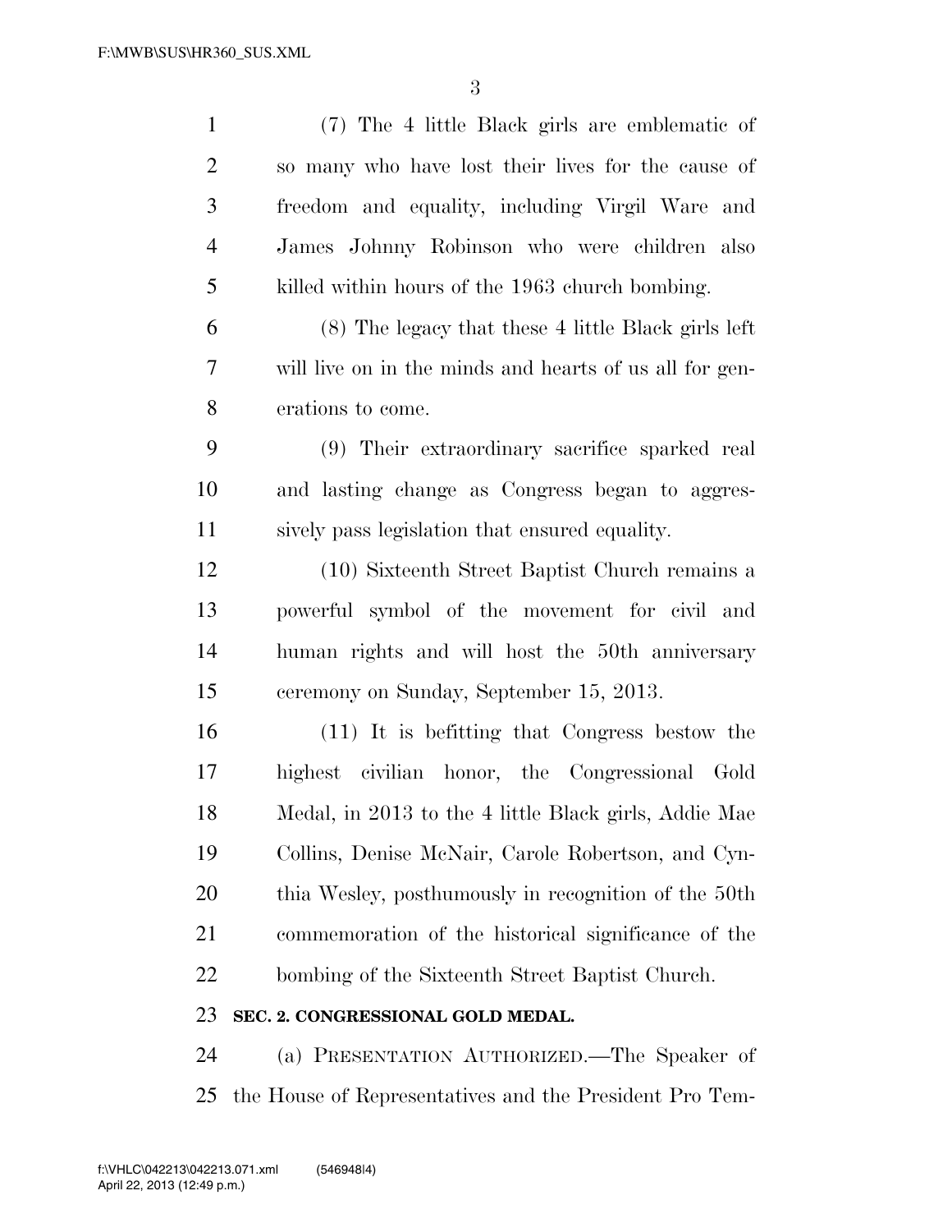(7) The 4 little Black girls are emblematic of so many who have lost their lives for the cause of freedom and equality, including Virgil Ware and James Johnny Robinson who were children also killed within hours of the 1963 church bombing.

(8) The legacy that these 4 little Black girls left will live on in the minds and hearts of us all for generations to come.

(9) Their extraordinary sacrifice sparked real and lasting change as Congress began to aggressively pass legislation that ensured equality.

(10) Sixteenth Street Baptist Church remains a powerful symbol of the movement for civil and human rights and will host the 50th anniversary ceremony on Sunday, September 15, 2013.

(11) It is befitting that Congress bestow the highest civilian honor, the Congressional Gold Medal, in 2013 to the 4 little Black girls, Addie Mae Collins, Denise McNair, Carole Robertson, and Cynthia Wesley, posthumously in recognition of the 50th commemoration of the historical significance of the bombing of the Sixteenth Street Baptist Church.

**SEC. 2. CONGRESSIONAL GOLD MEDAL.**

(a) PRESENTATION AUTHORIZED.—The Speaker of the House of Representatives and the President Pro Tem-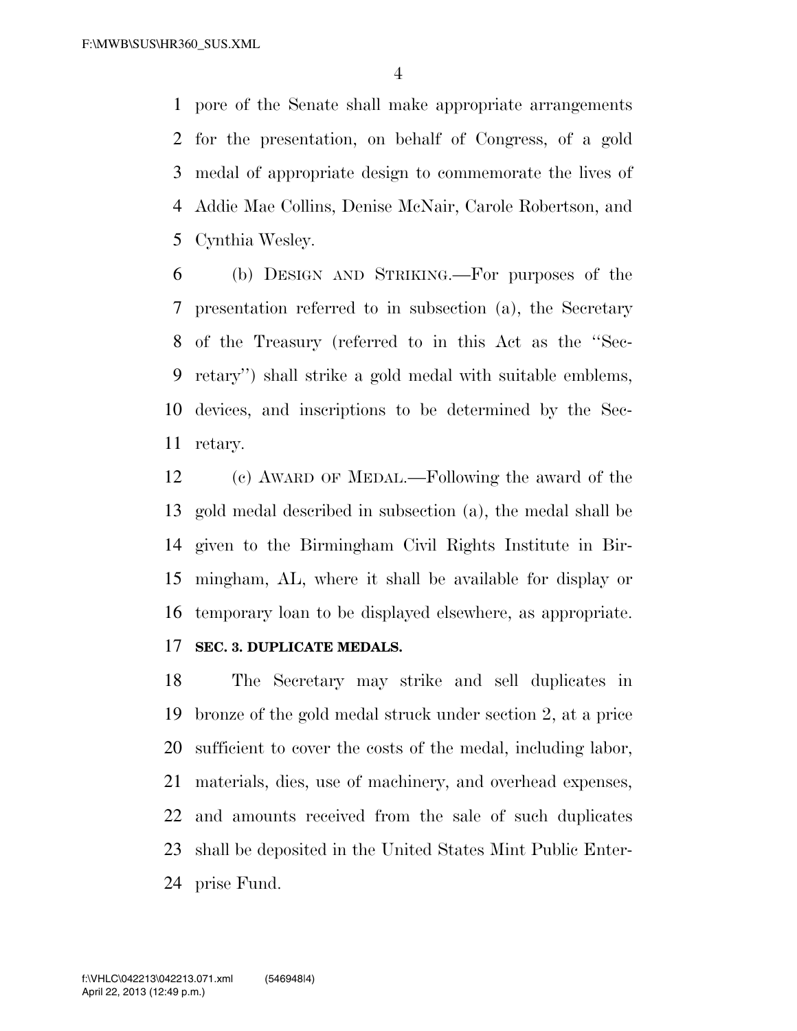pore of the Senate shall make appropriate arrangements for the presentation, on behalf of Congress, of a gold medal of appropriate design to commemorate the lives of Addie Mae Collins, Denise McNair, Carole Robertson, and Cynthia Wesley.

(b) DESIGN AND STRIKING.—For purposes of the presentation referred to in subsection (a), the Secretary of the Treasury (referred to in this Act as the ''Secretary'') shall strike a gold medal with suitable emblems, devices, and inscriptions to be determined by the Secretary.

(c) AWARD OF MEDAL.—Following the award of the gold medal described in subsection (a), the medal shall be given to the Birmingham Civil Rights Institute in Birmingham, AL, where it shall be available for display or temporary loan to be displayed elsewhere, as appropriate.

**SEC. 3. DUPLICATE MEDALS.**

The Secretary may strike and sell duplicates in bronze of the gold medal struck under section 2, at a price sufficient to cover the costs of the medal, including labor, materials, dies, use of machinery, and overhead expenses, and amounts received from the sale of such duplicates shall be deposited in the United States Mint Public Enterprise Fund.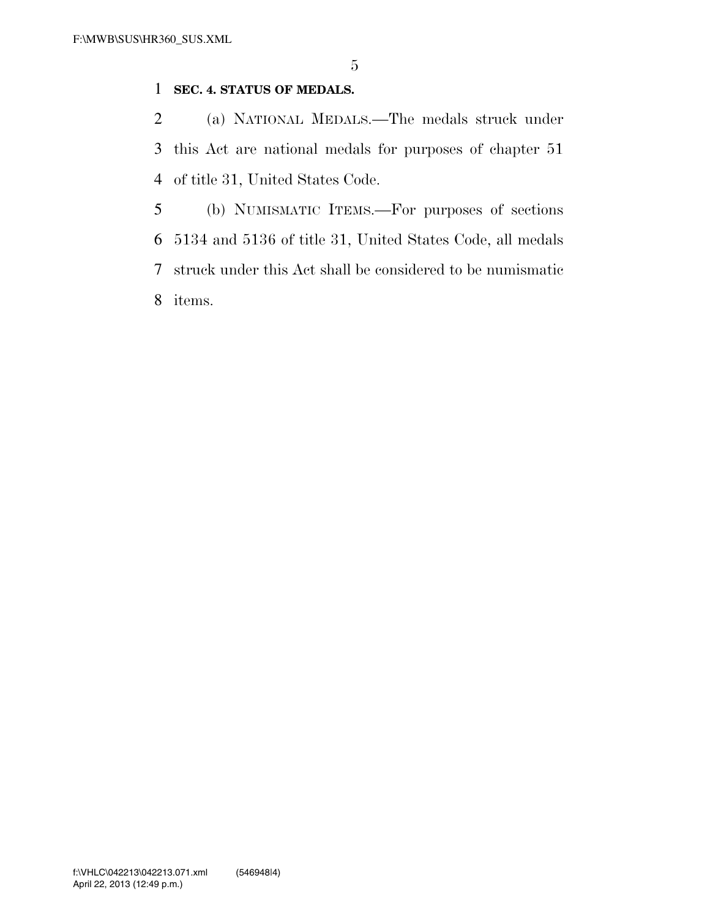**SEC. 4. STATUS OF MEDALS.**

(a) NATIONAL MEDALS.—The medals struck under this Act are national medals for purposes of chapter 51 of title 31, United States Code.

(b) NUMISMATIC ITEMS.—For purposes of sections 5134 and 5136 of title 31, United States Code, all medals struck under this Act shall be considered to be numismatic items.